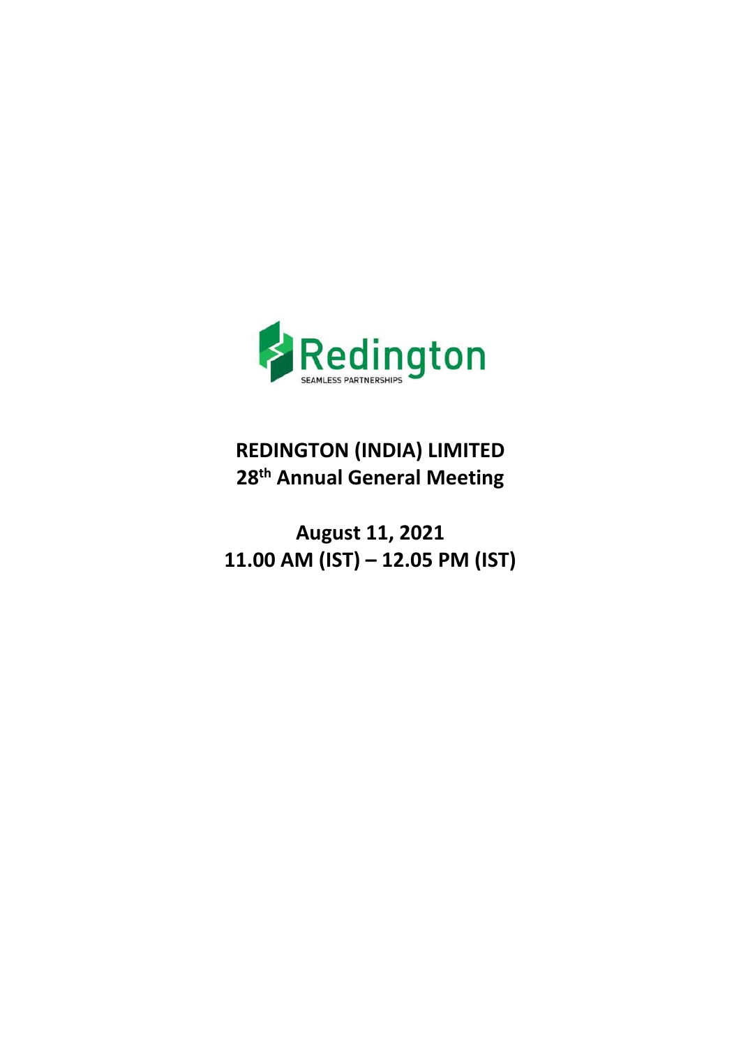Redington

SEAMLESS PARTNERSHIPS

# REDINGTON (INDIA) LIMITED

## 28th Annual General Meeting

## August 11, 2021

## 11.00 AM (IST) – 12.05 PM (IST)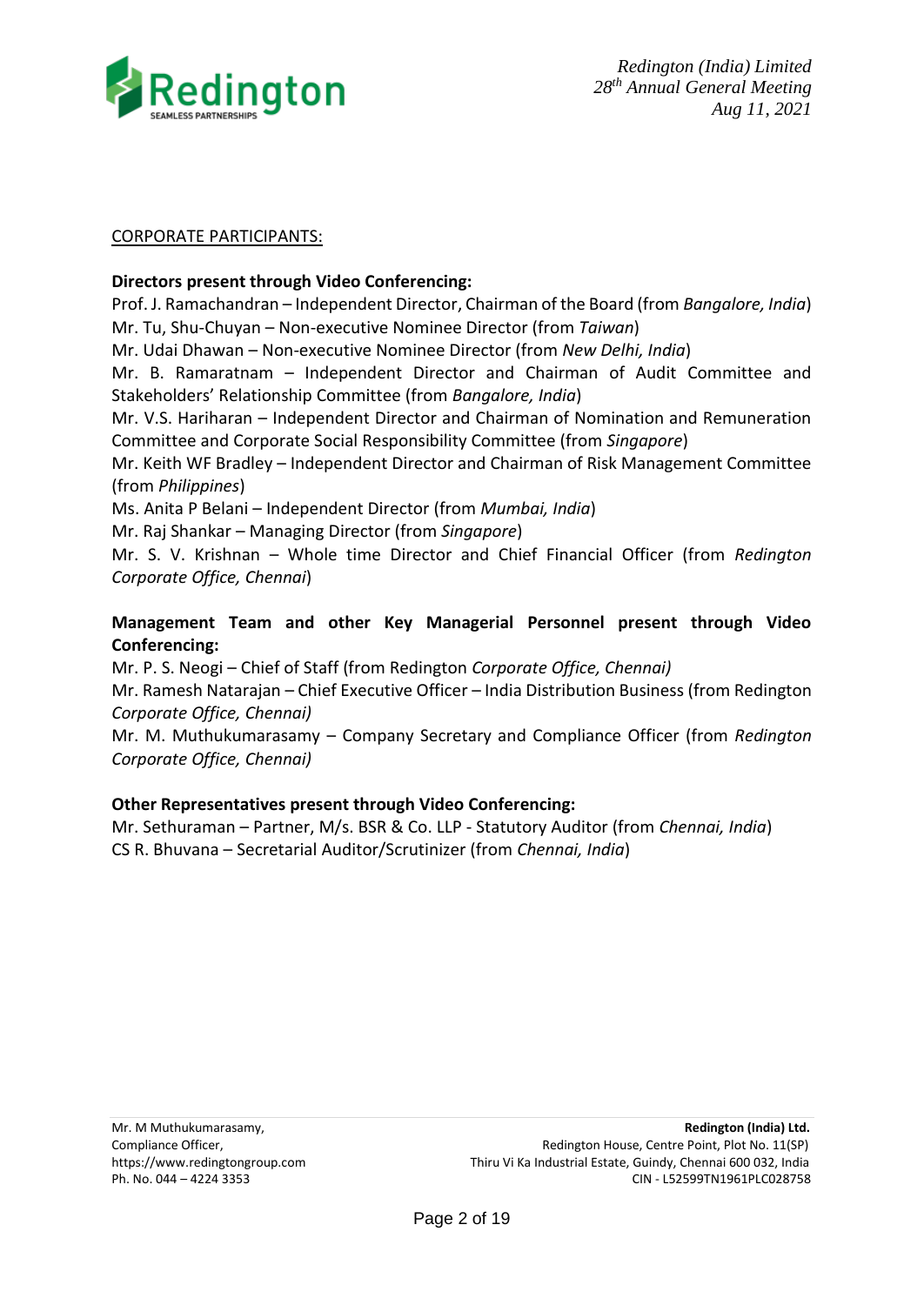CORPORATE PARTICIPANTS:

**Directors present through Video Conferencing:**

Prof. J. Ramachandran – Independent Director, Chairman of the Board (from *Bangalore, India*)
Mr. Tu, Shu-Chuyan – Non-executive Nominee Director (from *Taiwan*)
Mr. Udai Dhawan – Non-executive Nominee Director (from *New Delhi, India*)
Mr. B. Ramaratnam – Independent Director and Chairman of Audit Committee and Stakeholders' Relationship Committee (from *Bangalore, India*)
Mr. V.S. Hariharan – Independent Director and Chairman of Nomination and Remuneration Committee and Corporate Social Responsibility Committee (from *Singapore*)
Mr. Keith WF Bradley – Independent Director and Chairman of Risk Management Committee (from *Philippines*)
Ms. Anita P Belani – Independent Director (from *Mumbai, India*)
Mr. Raj Shankar – Managing Director (from *Singapore*)
Mr. S. V. Krishnan – Whole time Director and Chief Financial Officer (from *Redington Corporate Office, Chennai*)

**Management Team and other Key Managerial Personnel present through Video Conferencing:**

Mr. P. S. Neogi – Chief of Staff (from Redington *Corporate Office, Chennai)*
Mr. Ramesh Natarajan – Chief Executive Officer – India Distribution Business (from Redington *Corporate Office, Chennai)*
Mr. M. Muthukumarasamy – Company Secretary and Compliance Officer (from *Redington Corporate Office, Chennai)*

**Other Representatives present through Video Conferencing:**

Mr. Sethuraman – Partner, M/s. BSR & Co. LLP - Statutory Auditor (from *Chennai, India*)
CS R. Bhuvana – Secretarial Auditor/Scrutinizer (from *Chennai, India*)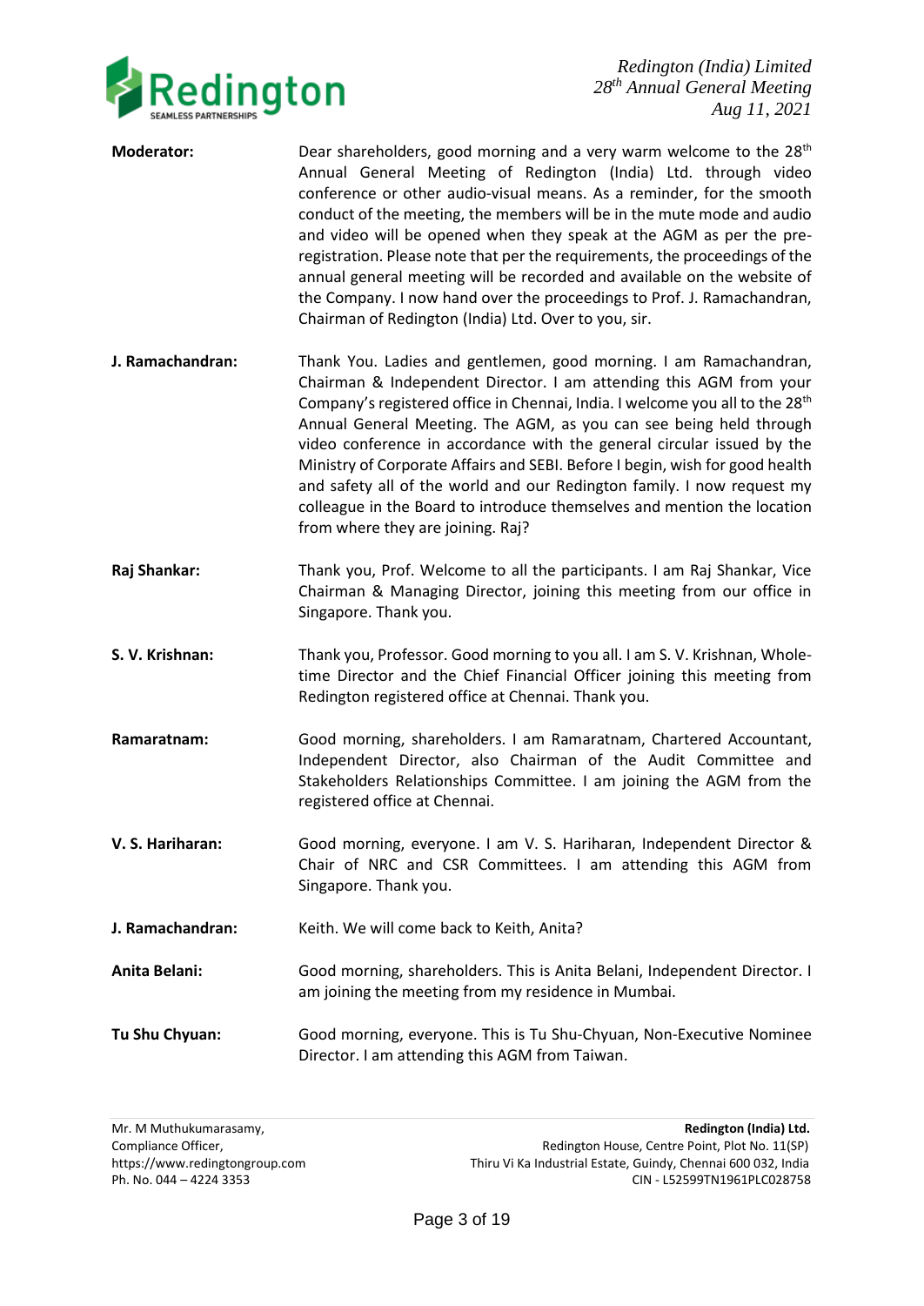**Moderator:** Dear shareholders, good morning and a very warm welcome to the 28th Annual General Meeting of Redington (India) Ltd. through video conference or other audio-visual means. As a reminder, for the smooth conduct of the meeting, the members will be in the mute mode and audio and video will be opened when they speak at the AGM as per the pre-registration. Please note that per the requirements, the proceedings of the annual general meeting will be recorded and available on the website of the Company. I now hand over the proceedings to Prof. J. Ramachandran, Chairman of Redington (India) Ltd. Over to you, sir.

**J. Ramachandran:** Thank You. Ladies and gentlemen, good morning. I am Ramachandran, Chairman & Independent Director. I am attending this AGM from your Company's registered office in Chennai, India. I welcome you all to the 28th Annual General Meeting. The AGM, as you can see being held through video conference in accordance with the general circular issued by the Ministry of Corporate Affairs and SEBI. Before I begin, wish for good health and safety all of the world and our Redington family. I now request my colleague in the Board to introduce themselves and mention the location from where they are joining. Raj?

**Raj Shankar:** Thank you, Prof. Welcome to all the participants. I am Raj Shankar, Vice Chairman & Managing Director, joining this meeting from our office in Singapore. Thank you.

**S. V. Krishnan:** Thank you, Professor. Good morning to you all. I am S. V. Krishnan, Whole-time Director and the Chief Financial Officer joining this meeting from Redington registered office at Chennai. Thank you.

**Ramaratnam:** Good morning, shareholders. I am Ramaratnam, Chartered Accountant, Independent Director, also Chairman of the Audit Committee and Stakeholders Relationships Committee. I am joining the AGM from the registered office at Chennai.

**V. S. Hariharan:** Good morning, everyone. I am V. S. Hariharan, Independent Director & Chair of NRC and CSR Committees. I am attending this AGM from Singapore. Thank you.

**J. Ramachandran:** Keith. We will come back to Keith, Anita?

**Anita Belani:** Good morning, shareholders. This is Anita Belani, Independent Director. I am joining the meeting from my residence in Mumbai.

**Tu Shu Chyuan:** Good morning, everyone. This is Tu Shu-Chyuan, Non-Executive Nominee Director. I am attending this AGM from Taiwan.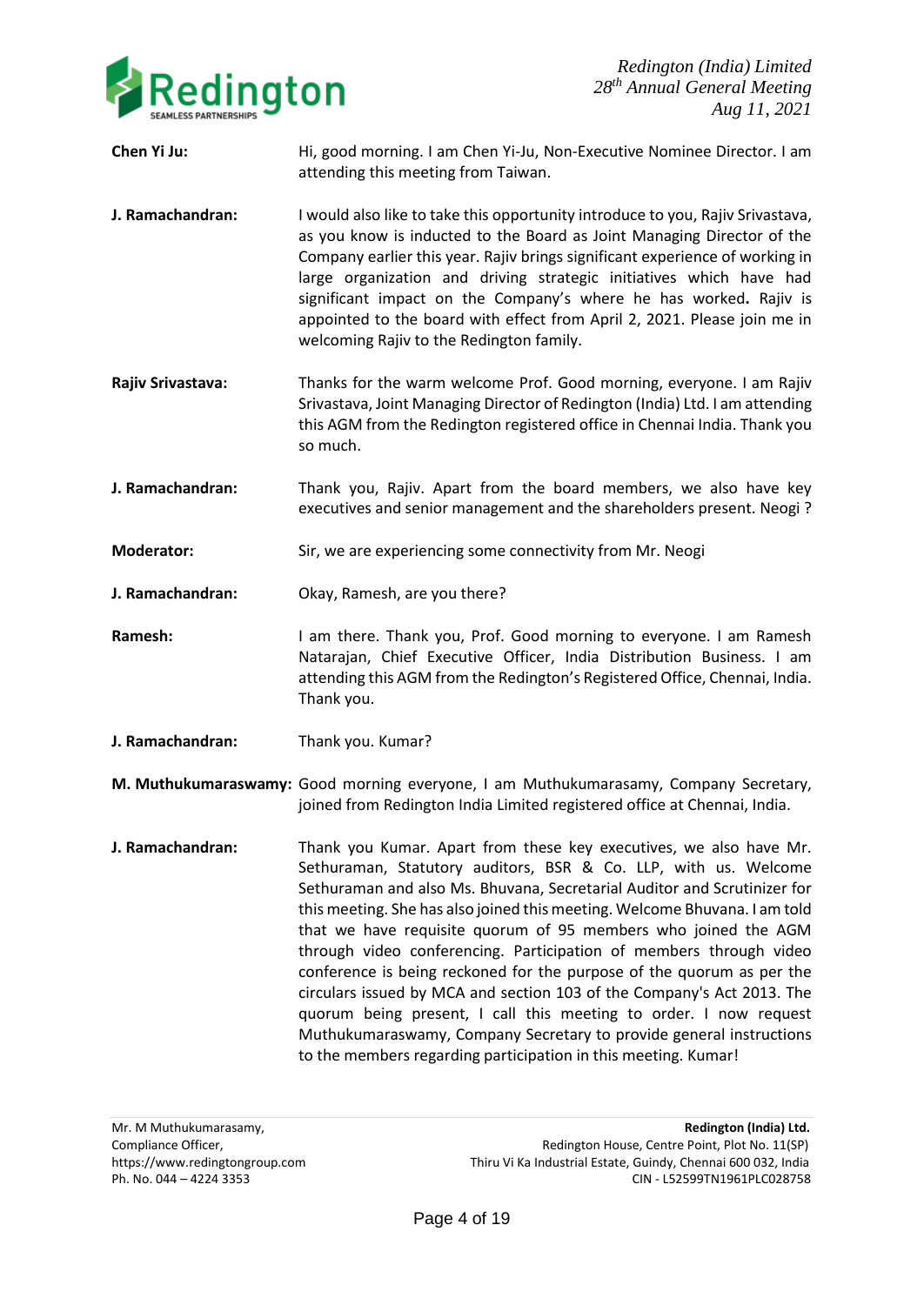**Chen Yi Ju:** Hi, good morning. I am Chen Yi-Ju, Non-Executive Nominee Director. I am attending this meeting from Taiwan.

**J. Ramachandran:** I would also like to take this opportunity introduce to you, Rajiv Srivastava, as you know is inducted to the Board as Joint Managing Director of the Company earlier this year. Rajiv brings significant experience of working in large organization and driving strategic initiatives which have had significant impact on the Company's where he has worked**.** Rajiv is appointed to the board with effect from April 2, 2021. Please join me in welcoming Rajiv to the Redington family.

**Rajiv Srivastava:** Thanks for the warm welcome Prof. Good morning, everyone. I am Rajiv Srivastava, Joint Managing Director of Redington (India) Ltd. I am attending this AGM from the Redington registered office in Chennai India. Thank you so much.

**J. Ramachandran:** Thank you, Rajiv. Apart from the board members, we also have key executives and senior management and the shareholders present. Neogi ?

**Moderator:** Sir, we are experiencing some connectivity from Mr. Neogi

**J. Ramachandran:** Okay, Ramesh, are you there?

**Ramesh:** I am there. Thank you, Prof. Good morning to everyone. I am Ramesh Natarajan, Chief Executive Officer, India Distribution Business. I am attending this AGM from the Redington's Registered Office, Chennai, India. Thank you.

**J. Ramachandran:** Thank you. Kumar?

**M. Muthukumaraswamy:** Good morning everyone, I am Muthukumarasamy, Company Secretary, joined from Redington India Limited registered office at Chennai, India.

**J. Ramachandran:** Thank you Kumar. Apart from these key executives, we also have Mr. Sethuraman, Statutory auditors, BSR & Co. LLP, with us. Welcome Sethuraman and also Ms. Bhuvana, Secretarial Auditor and Scrutinizer for this meeting. She has also joined this meeting. Welcome Bhuvana. I am told that we have requisite quorum of 95 members who joined the AGM through video conferencing. Participation of members through video conference is being reckoned for the purpose of the quorum as per the circulars issued by MCA and section 103 of the Company's Act 2013. The quorum being present, I call this meeting to order. I now request Muthukumaraswamy, Company Secretary to provide general instructions to the members regarding participation in this meeting. Kumar!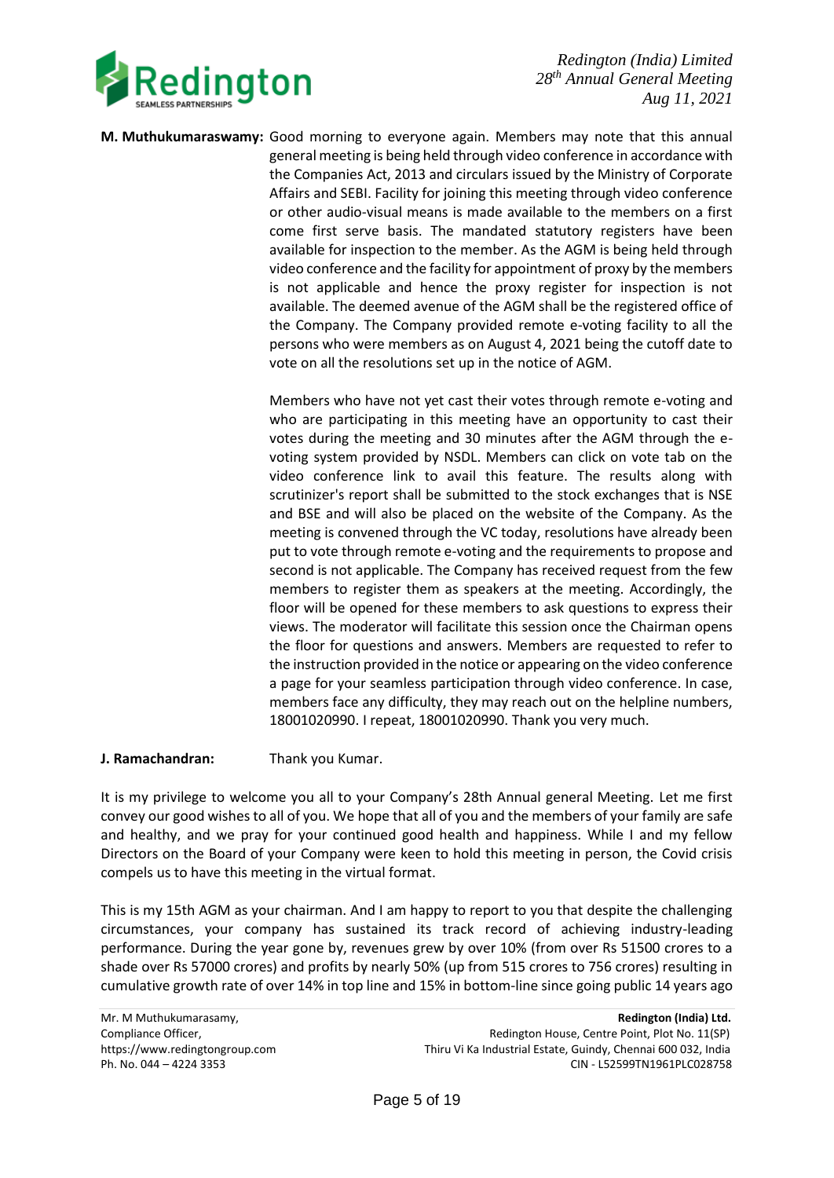**M. Muthukumaraswamy:** Good morning to everyone again. Members may note that this annual general meeting is being held through video conference in accordance with the Companies Act, 2013 and circulars issued by the Ministry of Corporate Affairs and SEBI. Facility for joining this meeting through video conference or other audio-visual means is made available to the members on a first come first serve basis. The mandated statutory registers have been available for inspection to the member. As the AGM is being held through video conference and the facility for appointment of proxy by the members is not applicable and hence the proxy register for inspection is not available. The deemed avenue of the AGM shall be the registered office of the Company. The Company provided remote e-voting facility to all the persons who were members as on August 4, 2021 being the cutoff date to vote on all the resolutions set up in the notice of AGM.

Members who have not yet cast their votes through remote e-voting and who are participating in this meeting have an opportunity to cast their votes during the meeting and 30 minutes after the AGM through the e-voting system provided by NSDL. Members can click on vote tab on the video conference link to avail this feature. The results along with scrutinizer's report shall be submitted to the stock exchanges that is NSE and BSE and will also be placed on the website of the Company. As the meeting is convened through the VC today, resolutions have already been put to vote through remote e-voting and the requirements to propose and second is not applicable. The Company has received request from the few members to register them as speakers at the meeting. Accordingly, the floor will be opened for these members to ask questions to express their views. The moderator will facilitate this session once the Chairman opens the floor for questions and answers. Members are requested to refer to the instruction provided in the notice or appearing on the video conference a page for your seamless participation through video conference. In case, members face any difficulty, they may reach out on the helpline numbers, 18001020990. I repeat, 18001020990. Thank you very much.

**J. Ramachandran:** Thank you Kumar.

It is my privilege to welcome you all to your Company's 28th Annual general Meeting. Let me first convey our good wishes to all of you. We hope that all of you and the members of your family are safe and healthy, and we pray for your continued good health and happiness. While I and my fellow Directors on the Board of your Company were keen to hold this meeting in person, the Covid crisis compels us to have this meeting in the virtual format.

This is my 15th AGM as your chairman. And I am happy to report to you that despite the challenging circumstances, your company has sustained its track record of achieving industry-leading performance. During the year gone by, revenues grew by over 10% (from over Rs 51500 crores to a shade over Rs 57000 crores) and profits by nearly 50% (up from 515 crores to 756 crores) resulting in cumulative growth rate of over 14% in top line and 15% in bottom-line since going public 14 years ago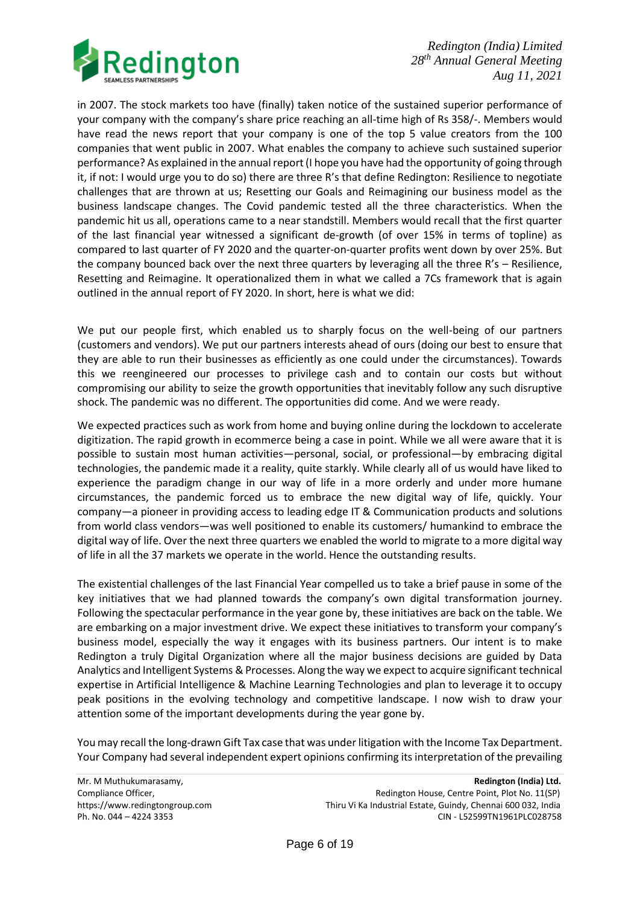in 2007. The stock markets too have (finally) taken notice of the sustained superior performance of your company with the company's share price reaching an all-time high of Rs 358/-. Members would have read the news report that your company is one of the top 5 value creators from the 100 companies that went public in 2007. What enables the company to achieve such sustained superior performance? As explained in the annual report (I hope you have had the opportunity of going through it, if not: I would urge you to do so) there are three R's that define Redington: Resilience to negotiate challenges that are thrown at us; Resetting our Goals and Reimagining our business model as the business landscape changes. The Covid pandemic tested all the three characteristics. When the pandemic hit us all, operations came to a near standstill. Members would recall that the first quarter of the last financial year witnessed a significant de-growth (of over 15% in terms of topline) as compared to last quarter of FY 2020 and the quarter-on-quarter profits went down by over 25%. But the company bounced back over the next three quarters by leveraging all the three R's – Resilience, Resetting and Reimagine. It operationalized them in what we called a 7Cs framework that is again outlined in the annual report of FY 2020. In short, here is what we did:

We put our people first, which enabled us to sharply focus on the well-being of our partners (customers and vendors). We put our partners interests ahead of ours (doing our best to ensure that they are able to run their businesses as efficiently as one could under the circumstances). Towards this we reengineered our processes to privilege cash and to contain our costs but without compromising our ability to seize the growth opportunities that inevitably follow any such disruptive shock. The pandemic was no different. The opportunities did come. And we were ready.

We expected practices such as work from home and buying online during the lockdown to accelerate digitization. The rapid growth in ecommerce being a case in point. While we all were aware that it is possible to sustain most human activities—personal, social, or professional—by embracing digital technologies, the pandemic made it a reality, quite starkly. While clearly all of us would have liked to experience the paradigm change in our way of life in a more orderly and under more humane circumstances, the pandemic forced us to embrace the new digital way of life, quickly. Your company—a pioneer in providing access to leading edge IT & Communication products and solutions from world class vendors—was well positioned to enable its customers/ humankind to embrace the digital way of life. Over the next three quarters we enabled the world to migrate to a more digital way of life in all the 37 markets we operate in the world. Hence the outstanding results.

The existential challenges of the last Financial Year compelled us to take a brief pause in some of the key initiatives that we had planned towards the company's own digital transformation journey. Following the spectacular performance in the year gone by, these initiatives are back on the table. We are embarking on a major investment drive. We expect these initiatives to transform your company's business model, especially the way it engages with its business partners. Our intent is to make Redington a truly Digital Organization where all the major business decisions are guided by Data Analytics and Intelligent Systems & Processes. Along the way we expect to acquire significant technical expertise in Artificial Intelligence & Machine Learning Technologies and plan to leverage it to occupy peak positions in the evolving technology and competitive landscape. I now wish to draw your attention some of the important developments during the year gone by.

You may recall the long-drawn Gift Tax case that was under litigation with the Income Tax Department. Your Company had several independent expert opinions confirming its interpretation of the prevailing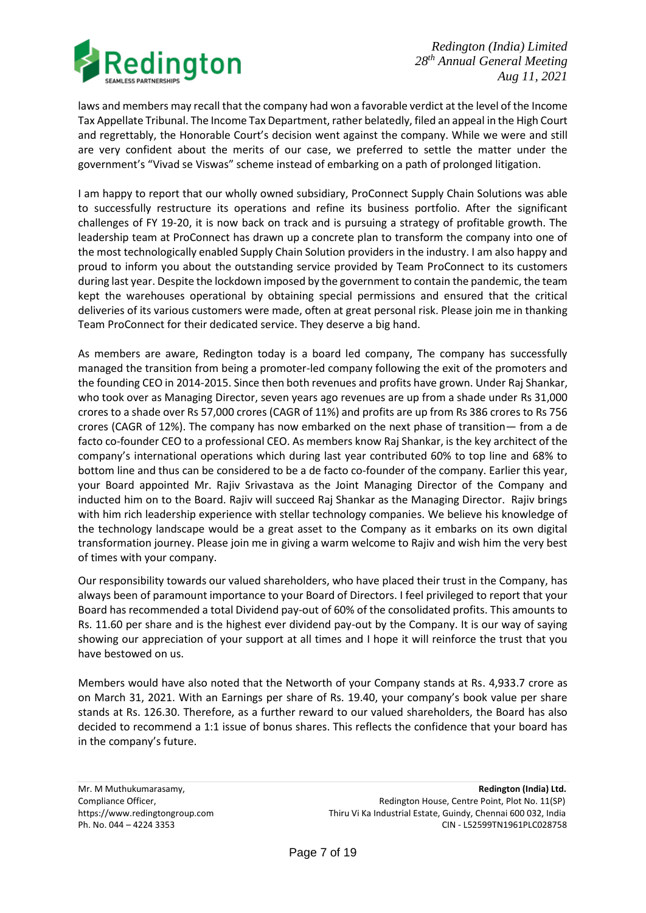laws and members may recall that the company had won a favorable verdict at the level of the Income Tax Appellate Tribunal. The Income Tax Department, rather belatedly, filed an appeal in the High Court and regrettably, the Honorable Court's decision went against the company. While we were and still are very confident about the merits of our case, we preferred to settle the matter under the government's "Vivad se Viswas" scheme instead of embarking on a path of prolonged litigation.

I am happy to report that our wholly owned subsidiary, ProConnect Supply Chain Solutions was able to successfully restructure its operations and refine its business portfolio. After the significant challenges of FY 19-20, it is now back on track and is pursuing a strategy of profitable growth. The leadership team at ProConnect has drawn up a concrete plan to transform the company into one of the most technologically enabled Supply Chain Solution providers in the industry. I am also happy and proud to inform you about the outstanding service provided by Team ProConnect to its customers during last year. Despite the lockdown imposed by the government to contain the pandemic, the team kept the warehouses operational by obtaining special permissions and ensured that the critical deliveries of its various customers were made, often at great personal risk. Please join me in thanking Team ProConnect for their dedicated service. They deserve a big hand.

As members are aware, Redington today is a board led company, The company has successfully managed the transition from being a promoter-led company following the exit of the promoters and the founding CEO in 2014-2015. Since then both revenues and profits have grown. Under Raj Shankar, who took over as Managing Director, seven years ago revenues are up from a shade under Rs 31,000 crores to a shade over Rs 57,000 crores (CAGR of 11%) and profits are up from Rs 386 crores to Rs 756 crores (CAGR of 12%). The company has now embarked on the next phase of transition— from a de facto co-founder CEO to a professional CEO. As members know Raj Shankar, is the key architect of the company's international operations which during last year contributed 60% to top line and 68% to bottom line and thus can be considered to be a de facto co-founder of the company. Earlier this year, your Board appointed Mr. Rajiv Srivastava as the Joint Managing Director of the Company and inducted him on to the Board. Rajiv will succeed Raj Shankar as the Managing Director. Rajiv brings with him rich leadership experience with stellar technology companies. We believe his knowledge of the technology landscape would be a great asset to the Company as it embarks on its own digital transformation journey. Please join me in giving a warm welcome to Rajiv and wish him the very best of times with your company.

Our responsibility towards our valued shareholders, who have placed their trust in the Company, has always been of paramount importance to your Board of Directors. I feel privileged to report that your Board has recommended a total Dividend pay-out of 60% of the consolidated profits. This amounts to Rs. 11.60 per share and is the highest ever dividend pay-out by the Company. It is our way of saying showing our appreciation of your support at all times and I hope it will reinforce the trust that you have bestowed on us.

Members would have also noted that the Networth of your Company stands at Rs. 4,933.7 crore as on March 31, 2021. With an Earnings per share of Rs. 19.40, your company's book value per share stands at Rs. 126.30. Therefore, as a further reward to our valued shareholders, the Board has also decided to recommend a 1:1 issue of bonus shares. This reflects the confidence that your board has in the company's future.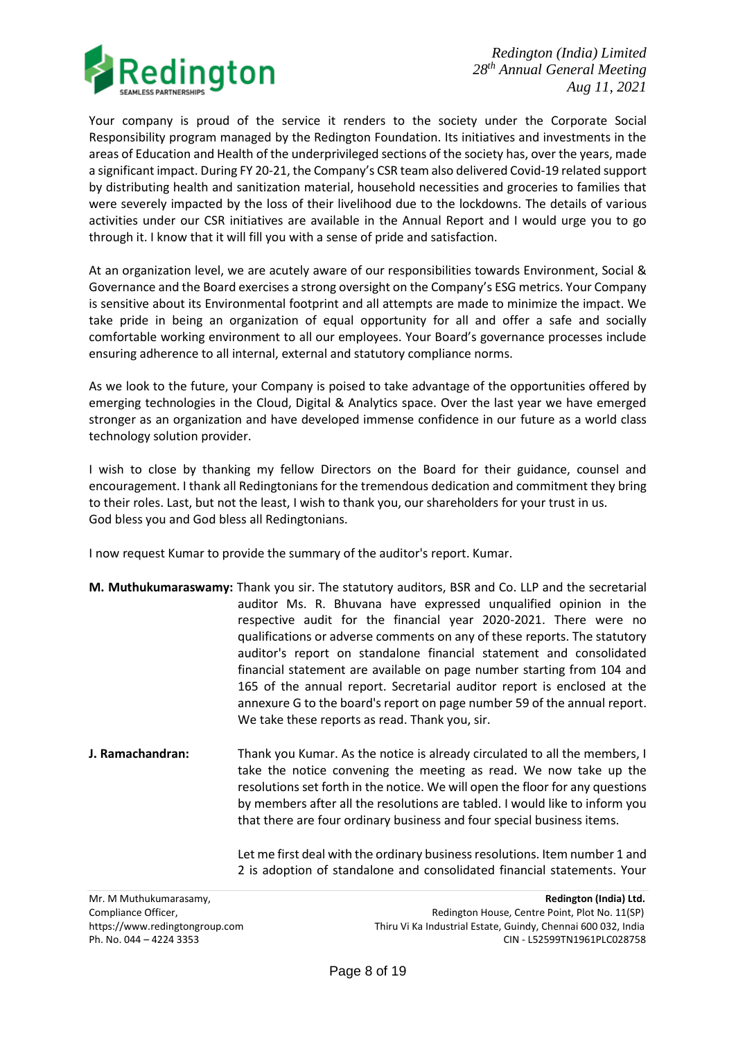Your company is proud of the service it renders to the society under the Corporate Social Responsibility program managed by the Redington Foundation. Its initiatives and investments in the areas of Education and Health of the underprivileged sections of the society has, over the years, made a significant impact. During FY 20-21, the Company's CSR team also delivered Covid-19 related support by distributing health and sanitization material, household necessities and groceries to families that were severely impacted by the loss of their livelihood due to the lockdowns. The details of various activities under our CSR initiatives are available in the Annual Report and I would urge you to go through it. I know that it will fill you with a sense of pride and satisfaction.

At an organization level, we are acutely aware of our responsibilities towards Environment, Social & Governance and the Board exercises a strong oversight on the Company's ESG metrics. Your Company is sensitive about its Environmental footprint and all attempts are made to minimize the impact. We take pride in being an organization of equal opportunity for all and offer a safe and socially comfortable working environment to all our employees. Your Board's governance processes include ensuring adherence to all internal, external and statutory compliance norms.

As we look to the future, your Company is poised to take advantage of the opportunities offered by emerging technologies in the Cloud, Digital & Analytics space. Over the last year we have emerged stronger as an organization and have developed immense confidence in our future as a world class technology solution provider.

I wish to close by thanking my fellow Directors on the Board for their guidance, counsel and encouragement. I thank all Redingtonians for the tremendous dedication and commitment they bring to their roles. Last, but not the least, I wish to thank you, our shareholders for your trust in us.
God bless you and God bless all Redingtonians.

I now request Kumar to provide the summary of the auditor's report. Kumar.

**M. Muthukumaraswamy:** Thank you sir. The statutory auditors, BSR and Co. LLP and the secretarial auditor Ms. R. Bhuvana have expressed unqualified opinion in the respective audit for the financial year 2020-2021. There were no qualifications or adverse comments on any of these reports. The statutory auditor's report on standalone financial statement and consolidated financial statement are available on page number starting from 104 and 165 of the annual report. Secretarial auditor report is enclosed at the annexure G to the board's report on page number 59 of the annual report. We take these reports as read. Thank you, sir.

**J. Ramachandran:** Thank you Kumar. As the notice is already circulated to all the members, I take the notice convening the meeting as read. We now take up the resolutions set forth in the notice. We will open the floor for any questions by members after all the resolutions are tabled. I would like to inform you that there are four ordinary business and four special business items.

Let me first deal with the ordinary business resolutions. Item number 1 and 2 is adoption of standalone and consolidated financial statements. Your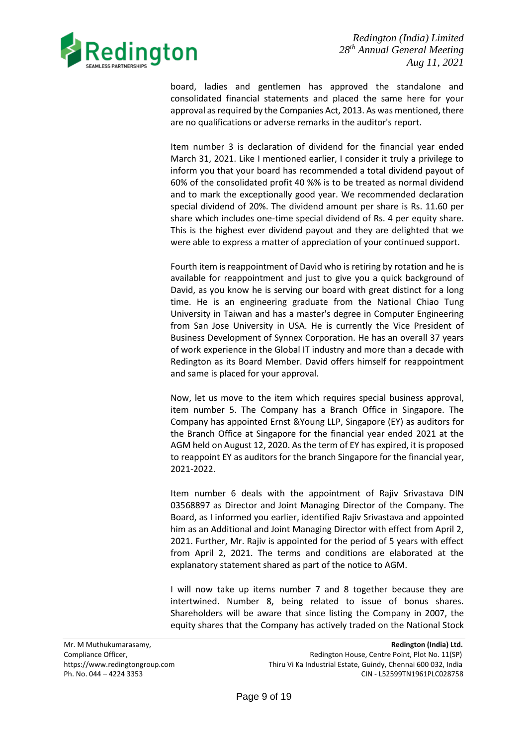board, ladies and gentlemen has approved the standalone and consolidated financial statements and placed the same here for your approval as required by the Companies Act, 2013. As was mentioned, there are no qualifications or adverse remarks in the auditor's report.

Item number 3 is declaration of dividend for the financial year ended March 31, 2021. Like I mentioned earlier, I consider it truly a privilege to inform you that your board has recommended a total dividend payout of 60% of the consolidated profit 40 %% is to be treated as normal dividend and to mark the exceptionally good year. We recommended declaration special dividend of 20%. The dividend amount per share is Rs. 11.60 per share which includes one-time special dividend of Rs. 4 per equity share. This is the highest ever dividend payout and they are delighted that we were able to express a matter of appreciation of your continued support.

Fourth item is reappointment of David who is retiring by rotation and he is available for reappointment and just to give you a quick background of David, as you know he is serving our board with great distinct for a long time. He is an engineering graduate from the National Chiao Tung University in Taiwan and has a master's degree in Computer Engineering from San Jose University in USA. He is currently the Vice President of Business Development of Synnex Corporation. He has an overall 37 years of work experience in the Global IT industry and more than a decade with Redington as its Board Member. David offers himself for reappointment and same is placed for your approval.

Now, let us move to the item which requires special business approval, item number 5. The Company has a Branch Office in Singapore. The Company has appointed Ernst &Young LLP, Singapore (EY) as auditors for the Branch Office at Singapore for the financial year ended 2021 at the AGM held on August 12, 2020. As the term of EY has expired, it is proposed to reappoint EY as auditors for the branch Singapore for the financial year, 2021-2022.

Item number 6 deals with the appointment of Rajiv Srivastava DIN 03568897 as Director and Joint Managing Director of the Company. The Board, as I informed you earlier, identified Rajiv Srivastava and appointed him as an Additional and Joint Managing Director with effect from April 2, 2021. Further, Mr. Rajiv is appointed for the period of 5 years with effect from April 2, 2021. The terms and conditions are elaborated at the explanatory statement shared as part of the notice to AGM.

I will now take up items number 7 and 8 together because they are intertwined. Number 8, being related to issue of bonus shares. Shareholders will be aware that since listing the Company in 2007, the equity shares that the Company has actively traded on the National Stock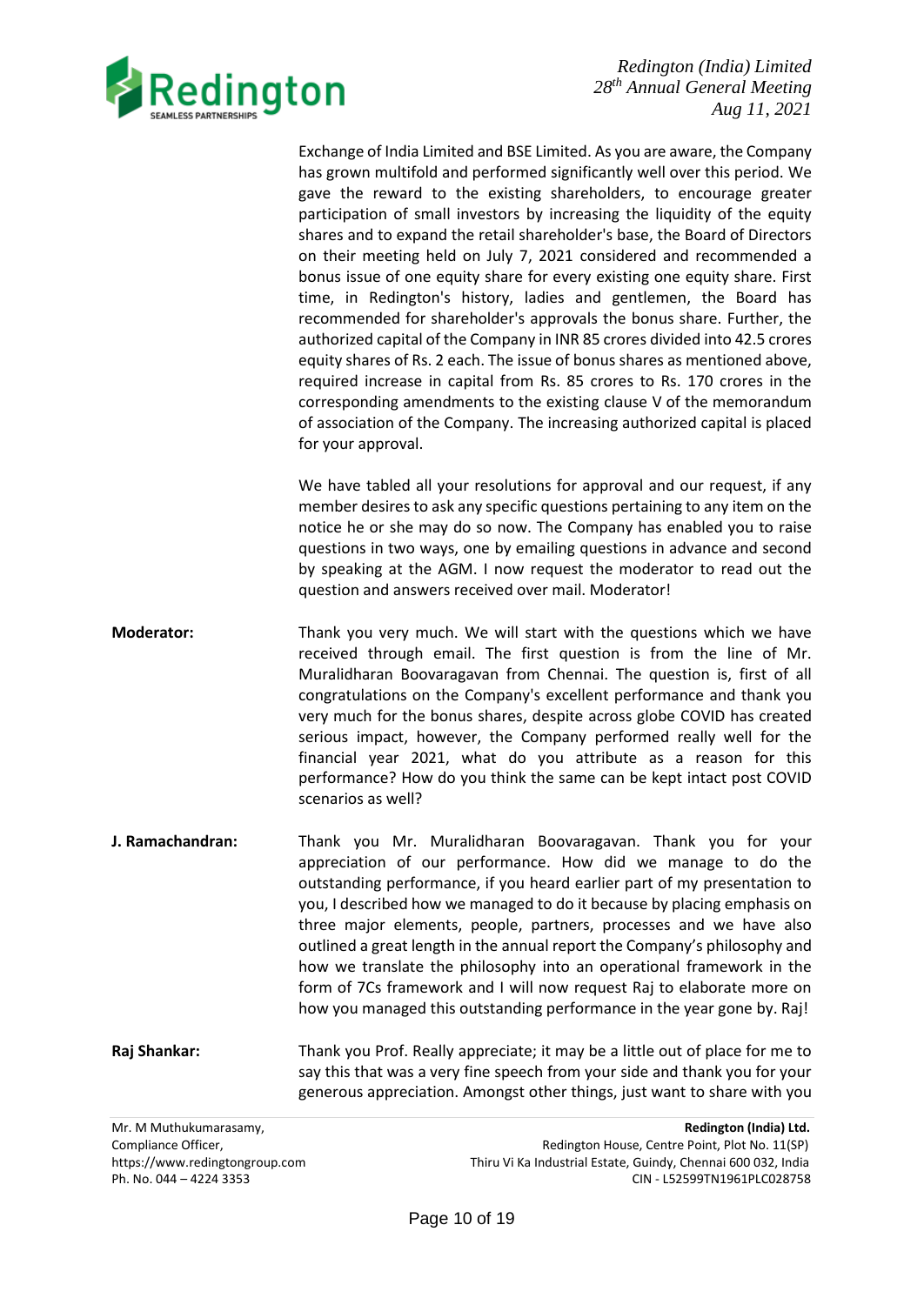Exchange of India Limited and BSE Limited. As you are aware, the Company has grown multifold and performed significantly well over this period. We gave the reward to the existing shareholders, to encourage greater participation of small investors by increasing the liquidity of the equity shares and to expand the retail shareholder's base, the Board of Directors on their meeting held on July 7, 2021 considered and recommended a bonus issue of one equity share for every existing one equity share. First time, in Redington's history, ladies and gentlemen, the Board has recommended for shareholder's approvals the bonus share. Further, the authorized capital of the Company in INR 85 crores divided into 42.5 crores equity shares of Rs. 2 each. The issue of bonus shares as mentioned above, required increase in capital from Rs. 85 crores to Rs. 170 crores in the corresponding amendments to the existing clause V of the memorandum of association of the Company. The increasing authorized capital is placed for your approval.

We have tabled all your resolutions for approval and our request, if any member desires to ask any specific questions pertaining to any item on the notice he or she may do so now. The Company has enabled you to raise questions in two ways, one by emailing questions in advance and second by speaking at the AGM. I now request the moderator to read out the question and answers received over mail. Moderator!

**Moderator:** Thank you very much. We will start with the questions which we have received through email. The first question is from the line of Mr. Muralidharan Boovaragavan from Chennai. The question is, first of all congratulations on the Company's excellent performance and thank you very much for the bonus shares, despite across globe COVID has created serious impact, however, the Company performed really well for the financial year 2021, what do you attribute as a reason for this performance? How do you think the same can be kept intact post COVID scenarios as well?

**J. Ramachandran:** Thank you Mr. Muralidharan Boovaragavan. Thank you for your appreciation of our performance. How did we manage to do the outstanding performance, if you heard earlier part of my presentation to you, I described how we managed to do it because by placing emphasis on three major elements, people, partners, processes and we have also outlined a great length in the annual report the Company's philosophy and how we translate the philosophy into an operational framework in the form of 7Cs framework and I will now request Raj to elaborate more on how you managed this outstanding performance in the year gone by. Raj!

**Raj Shankar:** Thank you Prof. Really appreciate; it may be a little out of place for me to say this that was a very fine speech from your side and thank you for your generous appreciation. Amongst other things, just want to share with you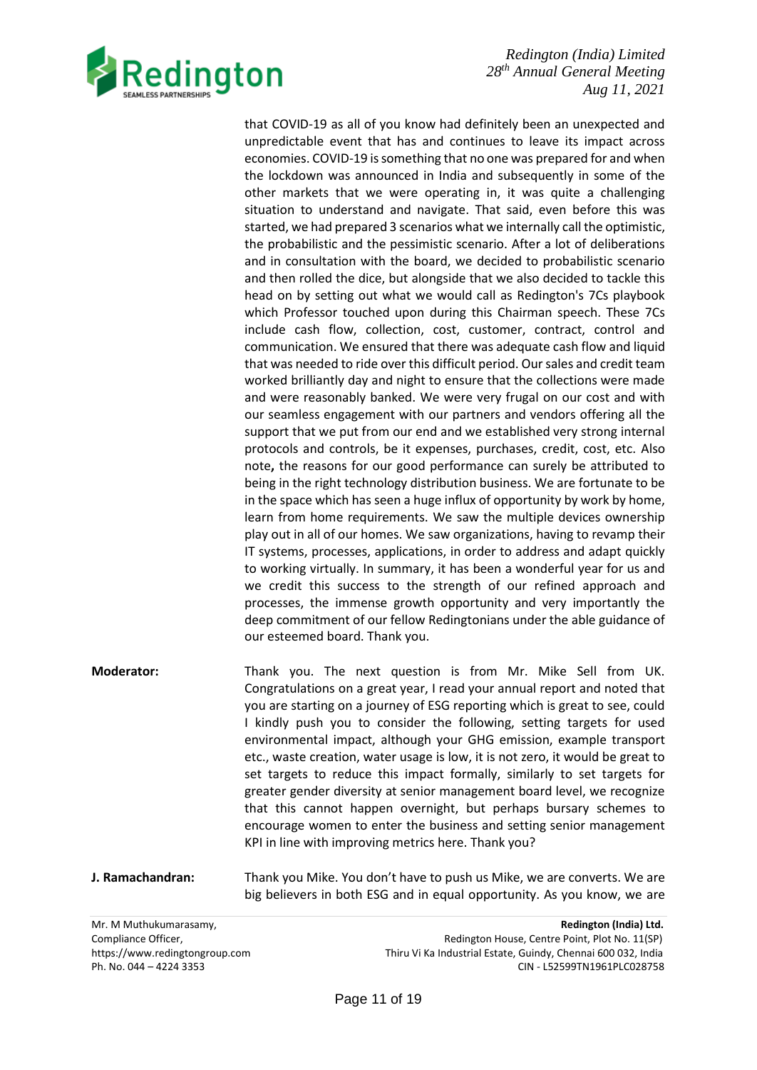that COVID-19 as all of you know had definitely been an unexpected and unpredictable event that has and continues to leave its impact across economies. COVID-19 is something that no one was prepared for and when the lockdown was announced in India and subsequently in some of the other markets that we were operating in, it was quite a challenging situation to understand and navigate. That said, even before this was started, we had prepared 3 scenarios what we internally call the optimistic, the probabilistic and the pessimistic scenario. After a lot of deliberations and in consultation with the board, we decided to probabilistic scenario and then rolled the dice, but alongside that we also decided to tackle this head on by setting out what we would call as Redington's 7Cs playbook which Professor touched upon during this Chairman speech. These 7Cs include cash flow, collection, cost, customer, contract, control and communication. We ensured that there was adequate cash flow and liquid that was needed to ride over this difficult period. Our sales and credit team worked brilliantly day and night to ensure that the collections were made and were reasonably banked. We were very frugal on our cost and with our seamless engagement with our partners and vendors offering all the support that we put from our end and we established very strong internal protocols and controls, be it expenses, purchases, credit, cost, etc. Also note**,** the reasons for our good performance can surely be attributed to being in the right technology distribution business. We are fortunate to be in the space which has seen a huge influx of opportunity by work by home, learn from home requirements. We saw the multiple devices ownership play out in all of our homes. We saw organizations, having to revamp their IT systems, processes, applications, in order to address and adapt quickly to working virtually. In summary, it has been a wonderful year for us and we credit this success to the strength of our refined approach and processes, the immense growth opportunity and very importantly the deep commitment of our fellow Redingtonians under the able guidance of our esteemed board. Thank you.

**Moderator:** Thank you. The next question is from Mr. Mike Sell from UK. Congratulations on a great year, I read your annual report and noted that you are starting on a journey of ESG reporting which is great to see, could I kindly push you to consider the following, setting targets for used environmental impact, although your GHG emission, example transport etc., waste creation, water usage is low, it is not zero, it would be great to set targets to reduce this impact formally, similarly to set targets for greater gender diversity at senior management board level, we recognize that this cannot happen overnight, but perhaps bursary schemes to encourage women to enter the business and setting senior management KPI in line with improving metrics here. Thank you?

**J. Ramachandran:** Thank you Mike. You don't have to push us Mike, we are converts. We are big believers in both ESG and in equal opportunity. As you know, we are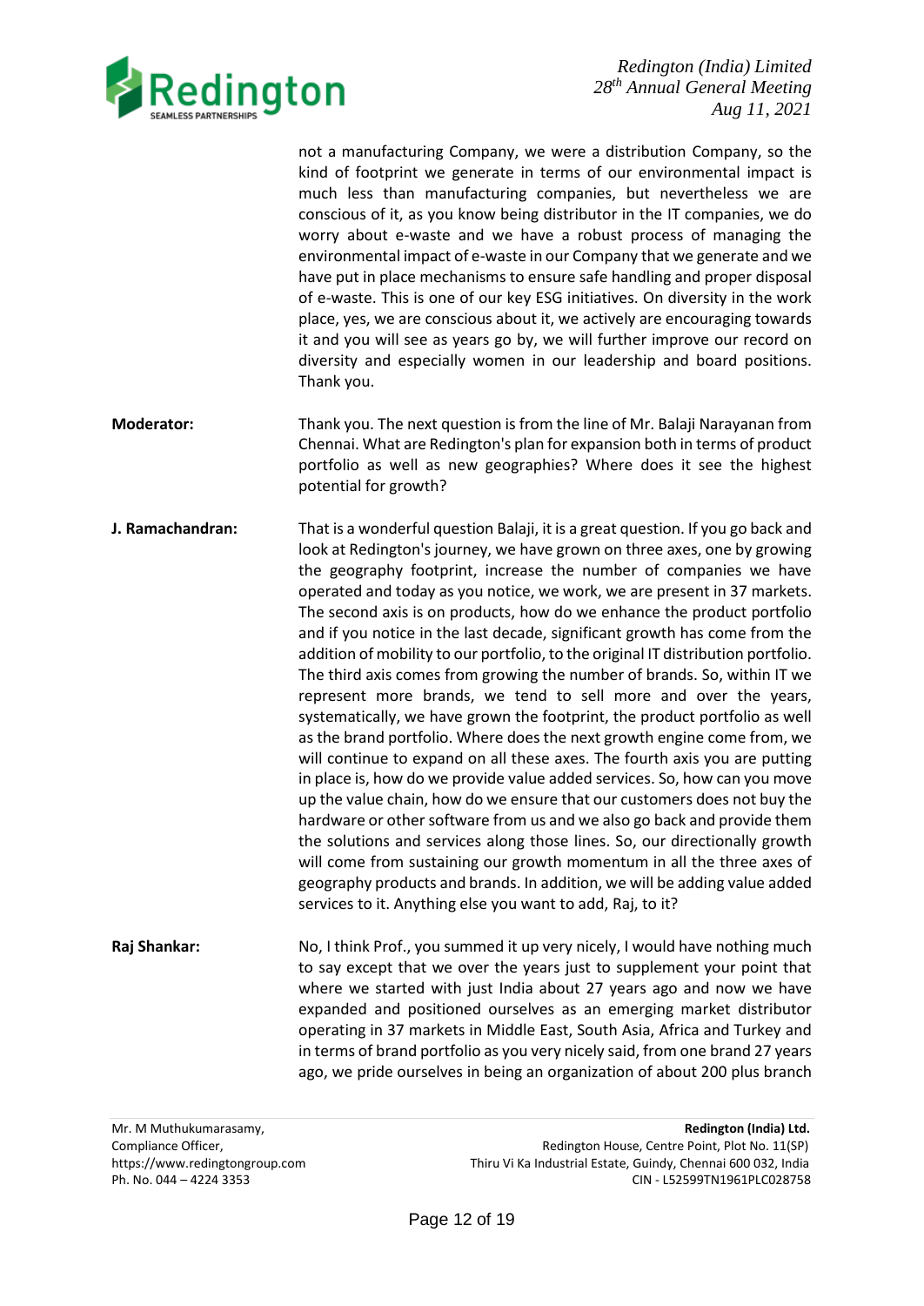not a manufacturing Company, we were a distribution Company, so the kind of footprint we generate in terms of our environmental impact is much less than manufacturing companies, but nevertheless we are conscious of it, as you know being distributor in the IT companies, we do worry about e-waste and we have a robust process of managing the environmental impact of e-waste in our Company that we generate and we have put in place mechanisms to ensure safe handling and proper disposal of e-waste. This is one of our key ESG initiatives. On diversity in the work place, yes, we are conscious about it, we actively are encouraging towards it and you will see as years go by, we will further improve our record on diversity and especially women in our leadership and board positions. Thank you.

**Moderator:** Thank you. The next question is from the line of Mr. Balaji Narayanan from Chennai. What are Redington's plan for expansion both in terms of product portfolio as well as new geographies? Where does it see the highest potential for growth?

**J. Ramachandran:** That is a wonderful question Balaji, it is a great question. If you go back and look at Redington's journey, we have grown on three axes, one by growing the geography footprint, increase the number of companies we have operated and today as you notice, we work, we are present in 37 markets. The second axis is on products, how do we enhance the product portfolio and if you notice in the last decade, significant growth has come from the addition of mobility to our portfolio, to the original IT distribution portfolio. The third axis comes from growing the number of brands. So, within IT we represent more brands, we tend to sell more and over the years, systematically, we have grown the footprint, the product portfolio as well as the brand portfolio. Where does the next growth engine come from, we will continue to expand on all these axes. The fourth axis you are putting in place is, how do we provide value added services. So, how can you move up the value chain, how do we ensure that our customers does not buy the hardware or other software from us and we also go back and provide them the solutions and services along those lines. So, our directionally growth will come from sustaining our growth momentum in all the three axes of geography products and brands. In addition, we will be adding value added services to it. Anything else you want to add, Raj, to it?

**Raj Shankar:** No, I think Prof., you summed it up very nicely, I would have nothing much to say except that we over the years just to supplement your point that where we started with just India about 27 years ago and now we have expanded and positioned ourselves as an emerging market distributor operating in 37 markets in Middle East, South Asia, Africa and Turkey and in terms of brand portfolio as you very nicely said, from one brand 27 years ago, we pride ourselves in being an organization of about 200 plus branch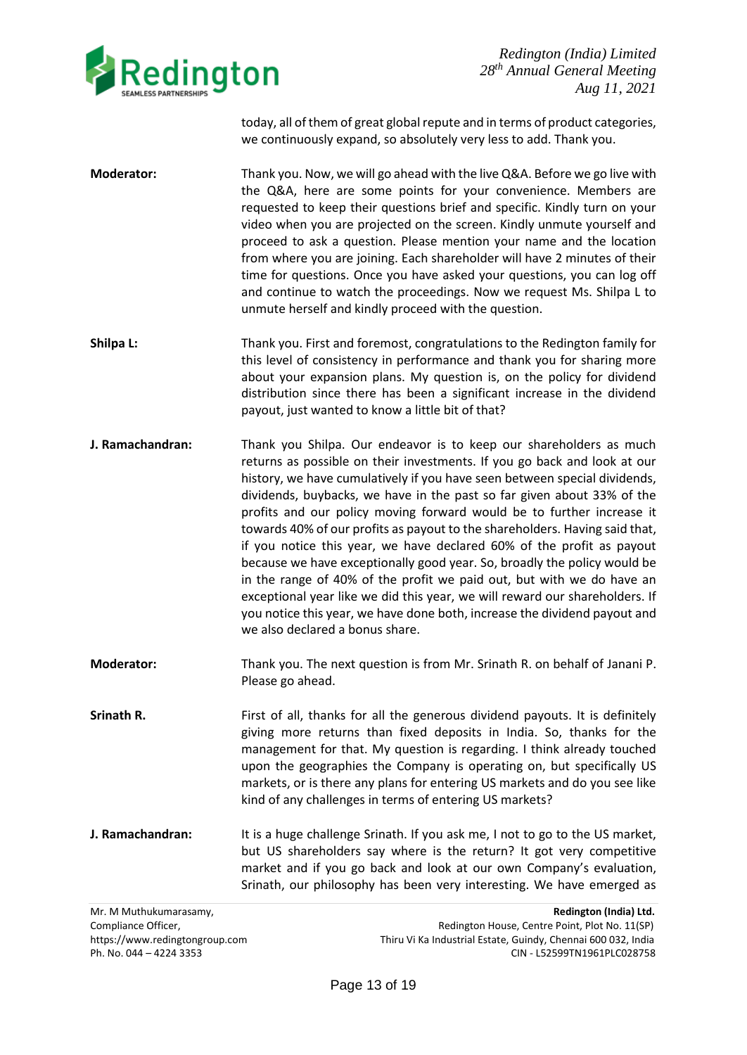today, all of them of great global repute and in terms of product categories, we continuously expand, so absolutely very less to add. Thank you.

**Moderator:** Thank you. Now, we will go ahead with the live Q&A. Before we go live with the Q&A, here are some points for your convenience. Members are requested to keep their questions brief and specific. Kindly turn on your video when you are projected on the screen. Kindly unmute yourself and proceed to ask a question. Please mention your name and the location from where you are joining. Each shareholder will have 2 minutes of their time for questions. Once you have asked your questions, you can log off and continue to watch the proceedings. Now we request Ms. Shilpa L to unmute herself and kindly proceed with the question.

**Shilpa L:** Thank you. First and foremost, congratulations to the Redington family for this level of consistency in performance and thank you for sharing more about your expansion plans. My question is, on the policy for dividend distribution since there has been a significant increase in the dividend payout, just wanted to know a little bit of that?

**J. Ramachandran:** Thank you Shilpa. Our endeavor is to keep our shareholders as much returns as possible on their investments. If you go back and look at our history, we have cumulatively if you have seen between special dividends, dividends, buybacks, we have in the past so far given about 33% of the profits and our policy moving forward would be to further increase it towards 40% of our profits as payout to the shareholders. Having said that, if you notice this year, we have declared 60% of the profit as payout because we have exceptionally good year. So, broadly the policy would be in the range of 40% of the profit we paid out, but with we do have an exceptional year like we did this year, we will reward our shareholders. If you notice this year, we have done both, increase the dividend payout and we also declared a bonus share.

**Moderator:** Thank you. The next question is from Mr. Srinath R. on behalf of Janani P. Please go ahead.

**Srinath R.** First of all, thanks for all the generous dividend payouts. It is definitely giving more returns than fixed deposits in India. So, thanks for the management for that. My question is regarding. I think already touched upon the geographies the Company is operating on, but specifically US markets, or is there any plans for entering US markets and do you see like kind of any challenges in terms of entering US markets?

**J. Ramachandran:** It is a huge challenge Srinath. If you ask me, I not to go to the US market, but US shareholders say where is the return? It got very competitive market and if you go back and look at our own Company's evaluation, Srinath, our philosophy has been very interesting. We have emerged as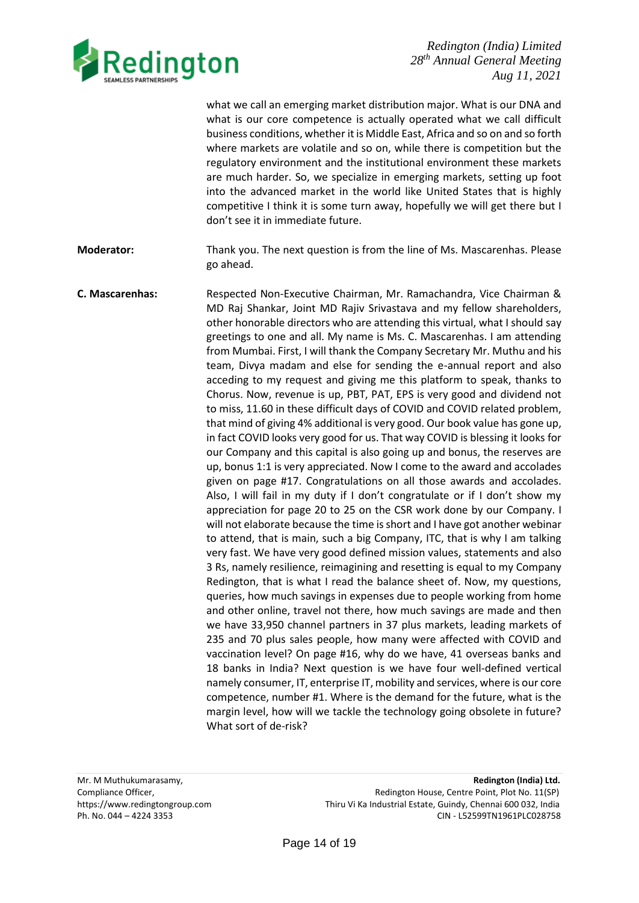what we call an emerging market distribution major. What is our DNA and what is our core competence is actually operated what we call difficult business conditions, whether it is Middle East, Africa and so on and so forth where markets are volatile and so on, while there is competition but the regulatory environment and the institutional environment these markets are much harder. So, we specialize in emerging markets, setting up foot into the advanced market in the world like United States that is highly competitive I think it is some turn away, hopefully we will get there but I don't see it in immediate future.

**Moderator:** Thank you. The next question is from the line of Ms. Mascarenhas. Please go ahead.

**C. Mascarenhas:** Respected Non-Executive Chairman, Mr. Ramachandra, Vice Chairman & MD Raj Shankar, Joint MD Rajiv Srivastava and my fellow shareholders, other honorable directors who are attending this virtual, what I should say greetings to one and all. My name is Ms. C. Mascarenhas. I am attending from Mumbai. First, I will thank the Company Secretary Mr. Muthu and his team, Divya madam and else for sending the e-annual report and also acceding to my request and giving me this platform to speak, thanks to Chorus. Now, revenue is up, PBT, PAT, EPS is very good and dividend not to miss, 11.60 in these difficult days of COVID and COVID related problem, that mind of giving 4% additional is very good. Our book value has gone up, in fact COVID looks very good for us. That way COVID is blessing it looks for our Company and this capital is also going up and bonus, the reserves are up, bonus 1:1 is very appreciated. Now I come to the award and accolades given on page #17. Congratulations on all those awards and accolades. Also, I will fail in my duty if I don't congratulate or if I don't show my appreciation for page 20 to 25 on the CSR work done by our Company. I will not elaborate because the time is short and I have got another webinar to attend, that is main, such a big Company, ITC, that is why I am talking very fast. We have very good defined mission values, statements and also 3 Rs, namely resilience, reimagining and resetting is equal to my Company Redington, that is what I read the balance sheet of. Now, my questions, queries, how much savings in expenses due to people working from home and other online, travel not there, how much savings are made and then we have 33,950 channel partners in 37 plus markets, leading markets of 235 and 70 plus sales people, how many were affected with COVID and vaccination level? On page #16, why do we have, 41 overseas banks and 18 banks in India? Next question is we have four well-defined vertical namely consumer, IT, enterprise IT, mobility and services, where is our core competence, number #1. Where is the demand for the future, what is the margin level, how will we tackle the technology going obsolete in future? What sort of de-risk?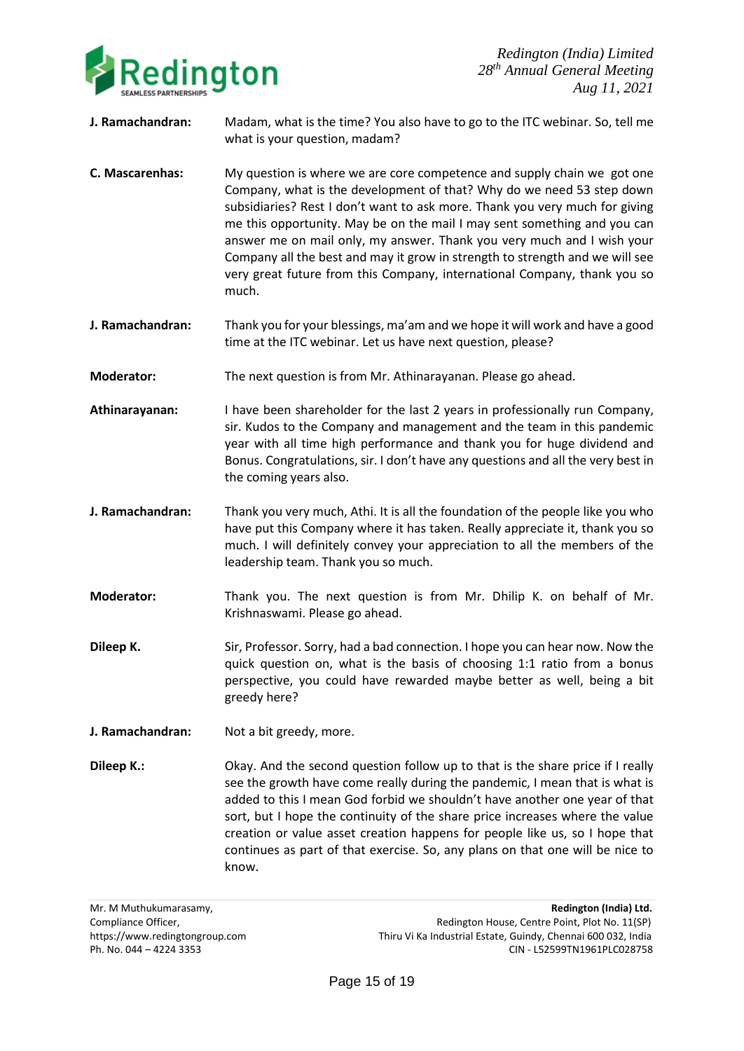**J. Ramachandran:** Madam, what is the time? You also have to go to the ITC webinar. So, tell me what is your question, madam?

**C. Mascarenhas:** My question is where we are core competence and supply chain we got one Company, what is the development of that? Why do we need 53 step down subsidiaries? Rest I don't want to ask more. Thank you very much for giving me this opportunity. May be on the mail I may sent something and you can answer me on mail only, my answer. Thank you very much and I wish your Company all the best and may it grow in strength to strength and we will see very great future from this Company, international Company, thank you so much.

**J. Ramachandran:** Thank you for your blessings, ma'am and we hope it will work and have a good time at the ITC webinar. Let us have next question, please?

**Moderator:** The next question is from Mr. Athinarayanan. Please go ahead.

**Athinarayanan:** I have been shareholder for the last 2 years in professionally run Company, sir. Kudos to the Company and management and the team in this pandemic year with all time high performance and thank you for huge dividend and Bonus. Congratulations, sir. I don't have any questions and all the very best in the coming years also.

**J. Ramachandran:** Thank you very much, Athi. It is all the foundation of the people like you who have put this Company where it has taken. Really appreciate it, thank you so much. I will definitely convey your appreciation to all the members of the leadership team. Thank you so much.

**Moderator:** Thank you. The next question is from Mr. Dhilip K. on behalf of Mr. Krishnaswami. Please go ahead.

**Dileep K.** Sir, Professor. Sorry, had a bad connection. I hope you can hear now. Now the quick question on, what is the basis of choosing 1:1 ratio from a bonus perspective, you could have rewarded maybe better as well, being a bit greedy here?

**J. Ramachandran:** Not a bit greedy, more.

**Dileep K.:** Okay. And the second question follow up to that is the share price if I really see the growth have come really during the pandemic, I mean that is what is added to this I mean God forbid we shouldn't have another one year of that sort, but I hope the continuity of the share price increases where the value creation or value asset creation happens for people like us, so I hope that continues as part of that exercise. So, any plans on that one will be nice to know.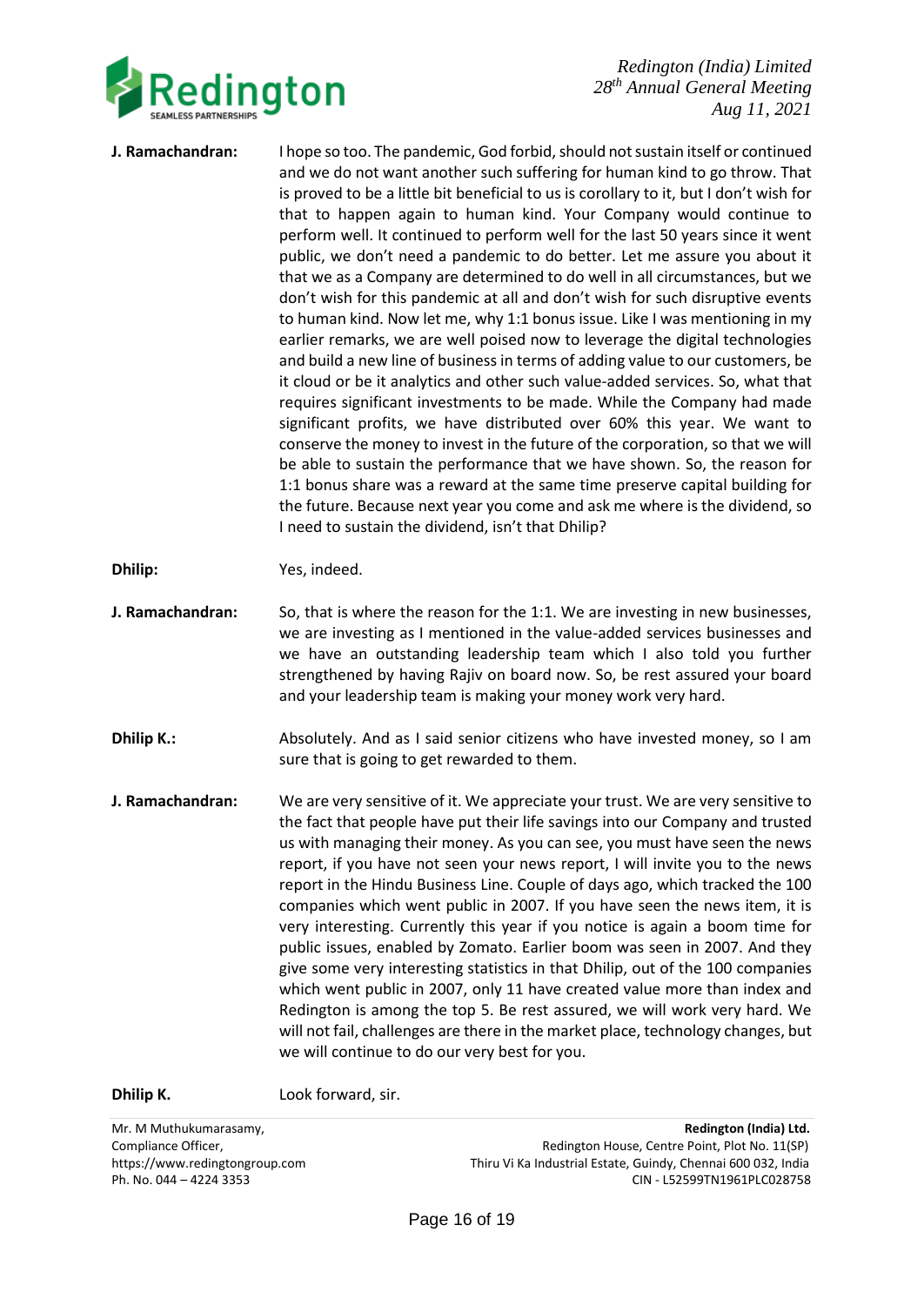**J. Ramachandran:** I hope so too. The pandemic, God forbid, should not sustain itself or continued and we do not want another such suffering for human kind to go throw. That is proved to be a little bit beneficial to us is corollary to it, but I don't wish for that to happen again to human kind. Your Company would continue to perform well. It continued to perform well for the last 50 years since it went public, we don't need a pandemic to do better. Let me assure you about it that we as a Company are determined to do well in all circumstances, but we don't wish for this pandemic at all and don't wish for such disruptive events to human kind. Now let me, why 1:1 bonus issue. Like I was mentioning in my earlier remarks, we are well poised now to leverage the digital technologies and build a new line of business in terms of adding value to our customers, be it cloud or be it analytics and other such value-added services. So, what that requires significant investments to be made. While the Company had made significant profits, we have distributed over 60% this year. We want to conserve the money to invest in the future of the corporation, so that we will be able to sustain the performance that we have shown. So, the reason for 1:1 bonus share was a reward at the same time preserve capital building for the future. Because next year you come and ask me where is the dividend, so I need to sustain the dividend, isn't that Dhilip?

**Dhilip:** Yes, indeed.

**J. Ramachandran:** So, that is where the reason for the 1:1. We are investing in new businesses, we are investing as I mentioned in the value-added services businesses and we have an outstanding leadership team which I also told you further strengthened by having Rajiv on board now. So, be rest assured your board and your leadership team is making your money work very hard.

**Dhilip K.:** Absolutely. And as I said senior citizens who have invested money, so I am sure that is going to get rewarded to them.

**J. Ramachandran:** We are very sensitive of it. We appreciate your trust. We are very sensitive to the fact that people have put their life savings into our Company and trusted us with managing their money. As you can see, you must have seen the news report, if you have not seen your news report, I will invite you to the news report in the Hindu Business Line. Couple of days ago, which tracked the 100 companies which went public in 2007. If you have seen the news item, it is very interesting. Currently this year if you notice is again a boom time for public issues, enabled by Zomato. Earlier boom was seen in 2007. And they give some very interesting statistics in that Dhilip, out of the 100 companies which went public in 2007, only 11 have created value more than index and Redington is among the top 5. Be rest assured, we will work very hard. We will not fail, challenges are there in the market place, technology changes, but we will continue to do our very best for you.

**Dhilip K.** Look forward, sir.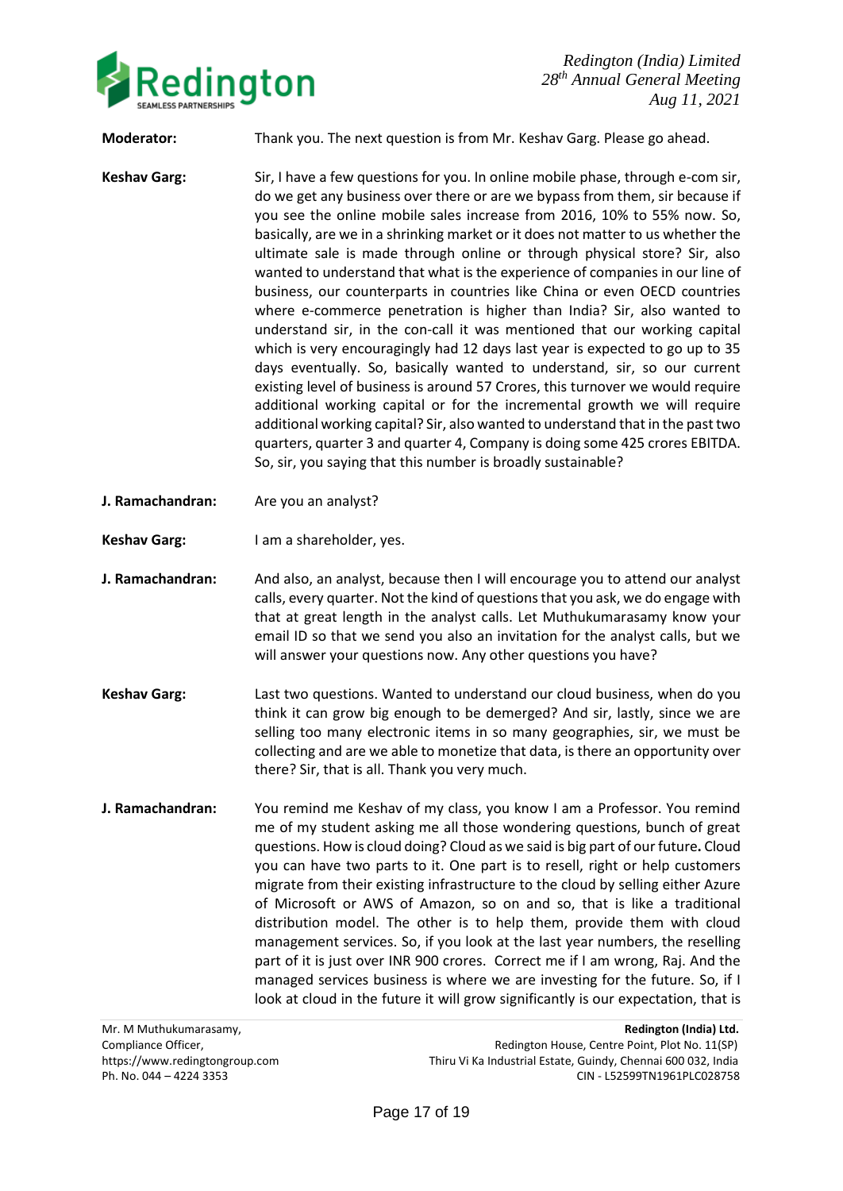**Moderator:** Thank you. The next question is from Mr. Keshav Garg. Please go ahead.

**Keshav Garg:** Sir, I have a few questions for you. In online mobile phase, through e-com sir, do we get any business over there or are we bypass from them, sir because if you see the online mobile sales increase from 2016, 10% to 55% now. So, basically, are we in a shrinking market or it does not matter to us whether the ultimate sale is made through online or through physical store? Sir, also wanted to understand that what is the experience of companies in our line of business, our counterparts in countries like China or even OECD countries where e-commerce penetration is higher than India? Sir, also wanted to understand sir, in the con-call it was mentioned that our working capital which is very encouragingly had 12 days last year is expected to go up to 35 days eventually. So, basically wanted to understand, sir, so our current existing level of business is around 57 Crores, this turnover we would require additional working capital or for the incremental growth we will require additional working capital? Sir, also wanted to understand that in the past two quarters, quarter 3 and quarter 4, Company is doing some 425 crores EBITDA. So, sir, you saying that this number is broadly sustainable?

**J. Ramachandran:** Are you an analyst?

**Keshav Garg:** I am a shareholder, yes.

**J. Ramachandran:** And also, an analyst, because then I will encourage you to attend our analyst calls, every quarter. Not the kind of questions that you ask, we do engage with that at great length in the analyst calls. Let Muthukumarasamy know your email ID so that we send you also an invitation for the analyst calls, but we will answer your questions now. Any other questions you have?

**Keshav Garg:** Last two questions. Wanted to understand our cloud business, when do you think it can grow big enough to be demerged? And sir, lastly, since we are selling too many electronic items in so many geographies, sir, we must be collecting and are we able to monetize that data, is there an opportunity over there? Sir, that is all. Thank you very much.

**J. Ramachandran:** You remind me Keshav of my class, you know I am a Professor. You remind me of my student asking me all those wondering questions, bunch of great questions. How is cloud doing? Cloud as we said is big part of our future**.** Cloud you can have two parts to it. One part is to resell, right or help customers migrate from their existing infrastructure to the cloud by selling either Azure of Microsoft or AWS of Amazon, so on and so, that is like a traditional distribution model. The other is to help them, provide them with cloud management services. So, if you look at the last year numbers, the reselling part of it is just over INR 900 crores. Correct me if I am wrong, Raj. And the managed services business is where we are investing for the future. So, if I look at cloud in the future it will grow significantly is our expectation, that is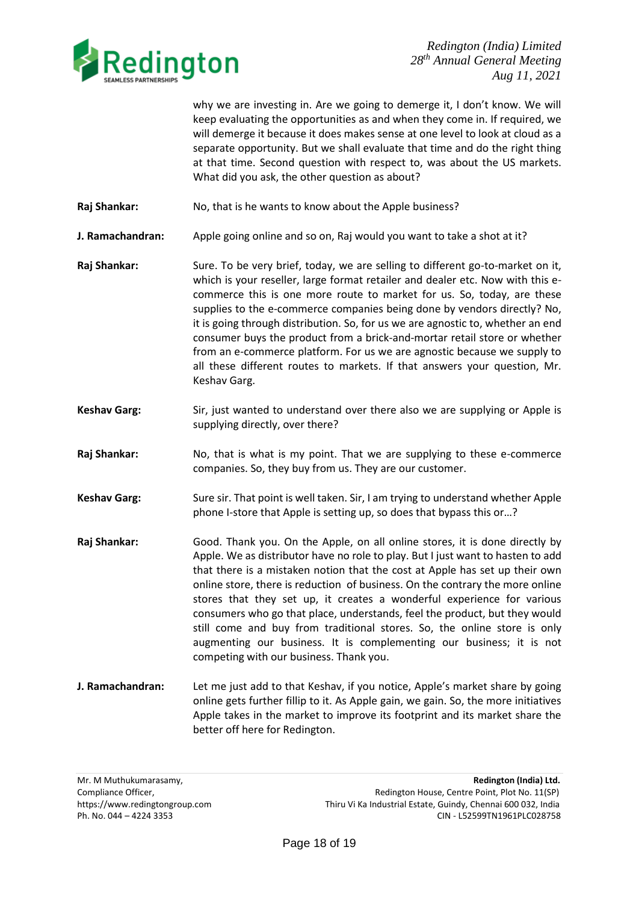why we are investing in. Are we going to demerge it, I don't know. We will keep evaluating the opportunities as and when they come in. If required, we will demerge it because it does makes sense at one level to look at cloud as a separate opportunity. But we shall evaluate that time and do the right thing at that time. Second question with respect to, was about the US markets. What did you ask, the other question as about?

**Raj Shankar:** No, that is he wants to know about the Apple business?

**J. Ramachandran:** Apple going online and so on, Raj would you want to take a shot at it?

**Raj Shankar:** Sure. To be very brief, today, we are selling to different go-to-market on it, which is your reseller, large format retailer and dealer etc. Now with this e-commerce this is one more route to market for us. So, today, are these supplies to the e-commerce companies being done by vendors directly? No, it is going through distribution. So, for us we are agnostic to, whether an end consumer buys the product from a brick-and-mortar retail store or whether from an e-commerce platform. For us we are agnostic because we supply to all these different routes to markets. If that answers your question, Mr. Keshav Garg.

**Keshav Garg:** Sir, just wanted to understand over there also we are supplying or Apple is supplying directly, over there?

**Raj Shankar:** No, that is what is my point. That we are supplying to these e-commerce companies. So, they buy from us. They are our customer.

**Keshav Garg:** Sure sir. That point is well taken. Sir, I am trying to understand whether Apple phone I-store that Apple is setting up, so does that bypass this or…?

**Raj Shankar:** Good. Thank you. On the Apple, on all online stores, it is done directly by Apple. We as distributor have no role to play. But I just want to hasten to add that there is a mistaken notion that the cost at Apple has set up their own online store, there is reduction of business. On the contrary the more online stores that they set up, it creates a wonderful experience for various consumers who go that place, understands, feel the product, but they would still come and buy from traditional stores. So, the online store is only augmenting our business. It is complementing our business; it is not competing with our business. Thank you.

**J. Ramachandran:** Let me just add to that Keshav, if you notice, Apple's market share by going online gets further fillip to it. As Apple gain, we gain. So, the more initiatives Apple takes in the market to improve its footprint and its market share the better off here for Redington.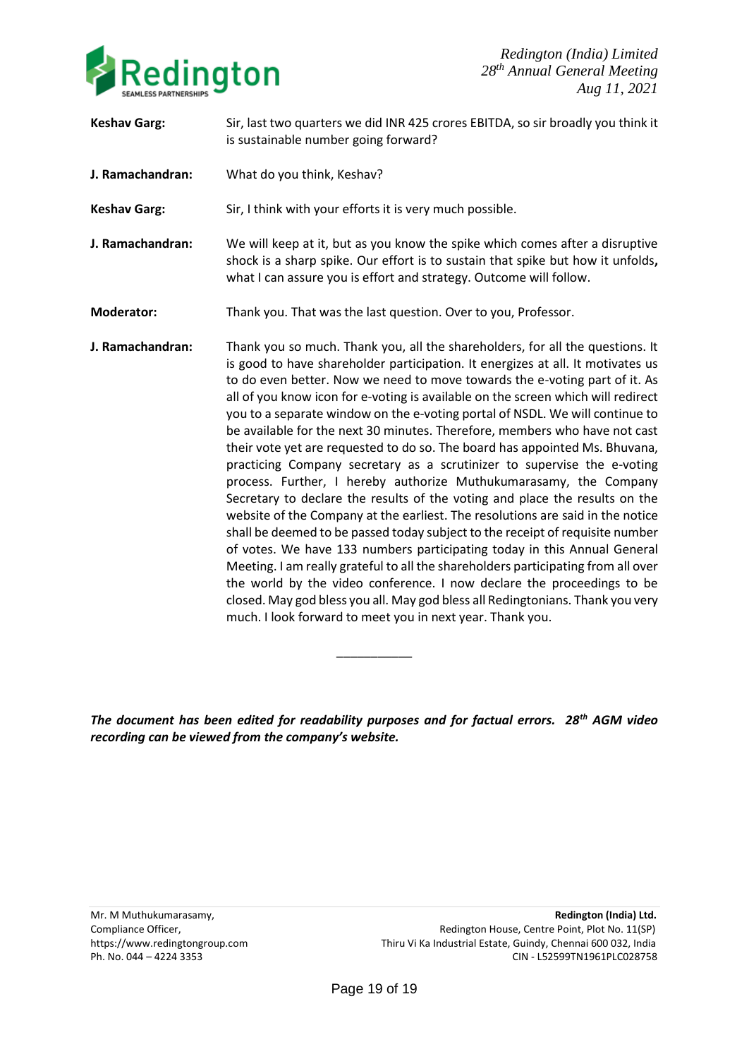**Keshav Garg:** Sir, last two quarters we did INR 425 crores EBITDA, so sir broadly you think it is sustainable number going forward?

**J. Ramachandran:** What do you think, Keshav?

**Keshav Garg:** Sir, I think with your efforts it is very much possible.

**J. Ramachandran:** We will keep at it, but as you know the spike which comes after a disruptive shock is a sharp spike. Our effort is to sustain that spike but how it unfolds, what I can assure you is effort and strategy. Outcome will follow.

**Moderator:** Thank you. That was the last question. Over to you, Professor.

**J. Ramachandran:** Thank you so much. Thank you, all the shareholders, for all the questions. It is good to have shareholder participation. It energizes at all. It motivates us to do even better. Now we need to move towards the e-voting part of it. As all of you know icon for e-voting is available on the screen which will redirect you to a separate window on the e-voting portal of NSDL. We will continue to be available for the next 30 minutes. Therefore, members who have not cast their vote yet are requested to do so. The board has appointed Ms. Bhuvana, practicing Company secretary as a scrutinizer to supervise the e-voting process. Further, I hereby authorize Muthukumarasamy, the Company Secretary to declare the results of the voting and place the results on the website of the Company at the earliest. The resolutions are said in the notice shall be deemed to be passed today subject to the receipt of requisite number of votes. We have 133 numbers participating today in this Annual General Meeting. I am really grateful to all the shareholders participating from all over the world by the video conference. I now declare the proceedings to be closed. May god bless you all. May god bless all Redingtonians. Thank you very much. I look forward to meet you in next year. Thank you.

___________

***The document has been edited for readability purposes and for factual errors. 28th AGM video recording can be viewed from the company's website.***